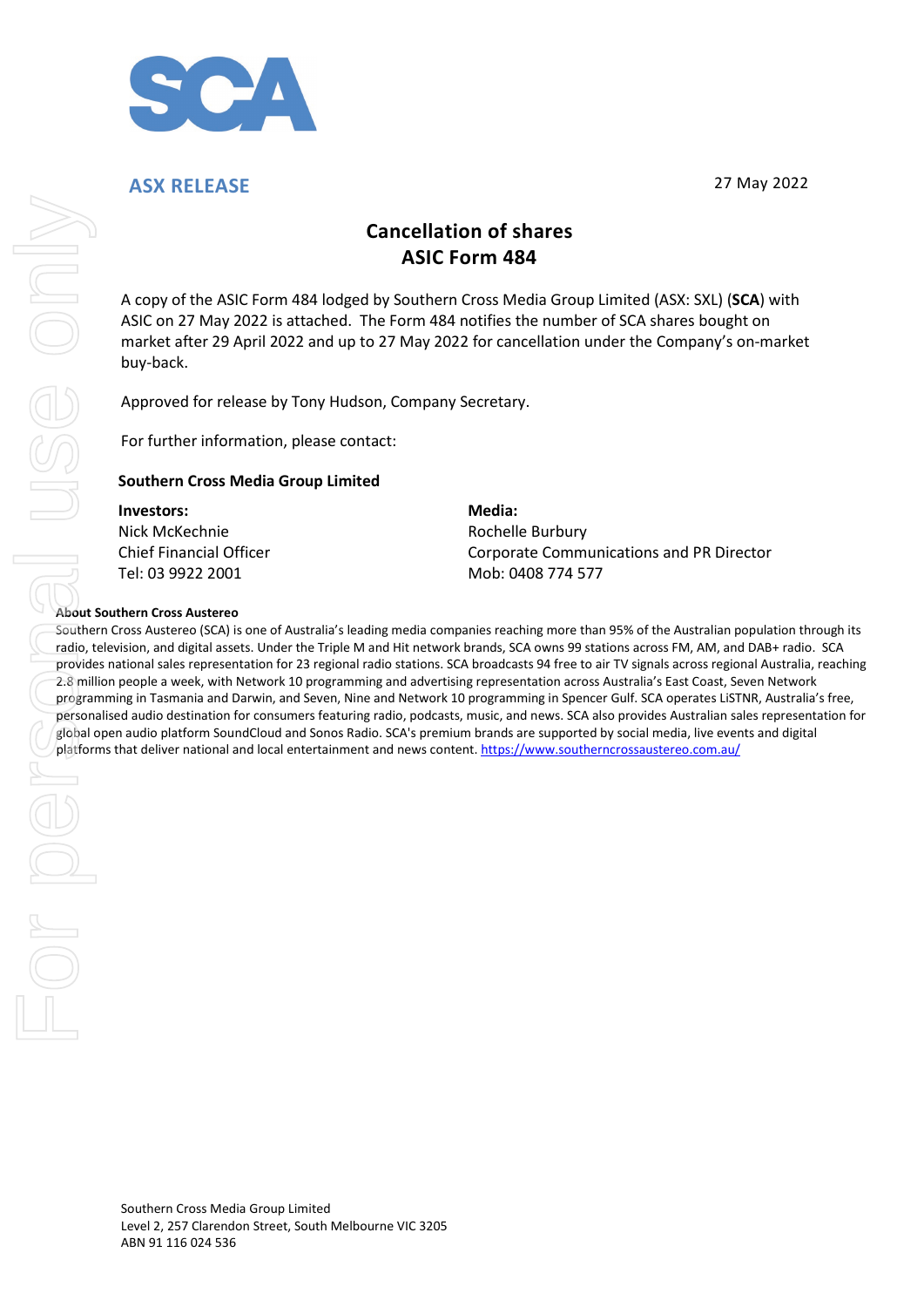**ASX RELEASE**

27 May 2022

# Cancellation of shares
# ASIC Form 484

A copy of the ASIC Form 484 lodged by Southern Cross Media Group Limited (ASX: SXL) (**SCA**) with ASIC on 27 May 2022 is attached. The Form 484 notifies the number of SCA shares bought on market after 29 April 2022 and up to 27 May 2022 for cancellation under the Company's on-market buy-back.

Approved for release by Tony Hudson, Company Secretary.

For further information, please contact:

**Southern Cross Media Group Limited**

**Investors:**
Nick McKechnie
Chief Financial Officer
Tel: 03 9922 2001

**Media:**
Rochelle Burbury
Corporate Communications and PR Director
Mob: 0408 774 577

**About Southern Cross Austereo**

Southern Cross Austereo (SCA) is one of Australia's leading media companies reaching more than 95% of the Australian population through its radio, television, and digital assets. Under the Triple M and Hit network brands, SCA owns 99 stations across FM, AM, and DAB+ radio. SCA provides national sales representation for 23 regional radio stations. SCA broadcasts 94 free to air TV signals across regional Australia, reaching 2.8 million people a week, with Network 10 programming and advertising representation across Australia's East Coast, Seven Network programming in Tasmania and Darwin, and Seven, Nine and Network 10 programming in Spencer Gulf. SCA operates LiSTNR, Australia's free, personalised audio destination for consumers featuring radio, podcasts, music, and news. SCA also provides Australian sales representation for global open audio platform SoundCloud and Sonos Radio. SCA's premium brands are supported by social media, live events and digital platforms that deliver national and local entertainment and news content. https://www.southerncrossaustereo.com.au/

Southern Cross Media Group Limited
Level 2, 257 Clarendon Street, South Melbourne VIC 3205
ABN 91 116 024 536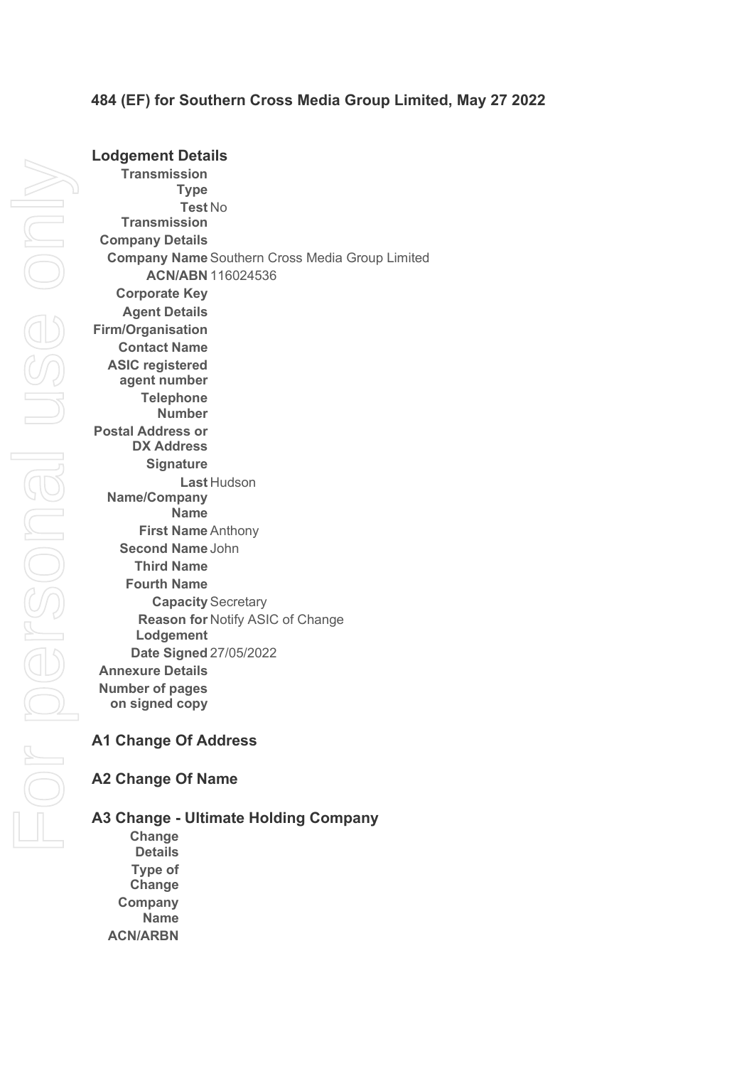**484 (EF) for Southern Cross Media Group Limited, May 27 2022**

## Lodgement Details

**Transmission Type**

**Test Transmission** No

**Company Details**

**Company Name** Southern Cross Media Group Limited

**ACN/ABN** 116024536

**Corporate Key**

**Agent Details**

**Firm/Organisation**

**Contact Name**

**ASIC registered agent number**

**Telephone Number**

**Postal Address or DX Address**

**Signature**

**Last Name/Company Name** Hudson

**First Name** Anthony

**Second Name** John

**Third Name**

**Fourth Name**

**Capacity** Secretary

**Reason for Lodgement** Notify ASIC of Change

**Date Signed** 27/05/2022

**Annexure Details**

**Number of pages on signed copy**

## A1 Change Of Address

## A2 Change Of Name

## A3 Change - Ultimate Holding Company

**Change Details**

**Type of Change**

**Company Name**

**ACN/ARBN**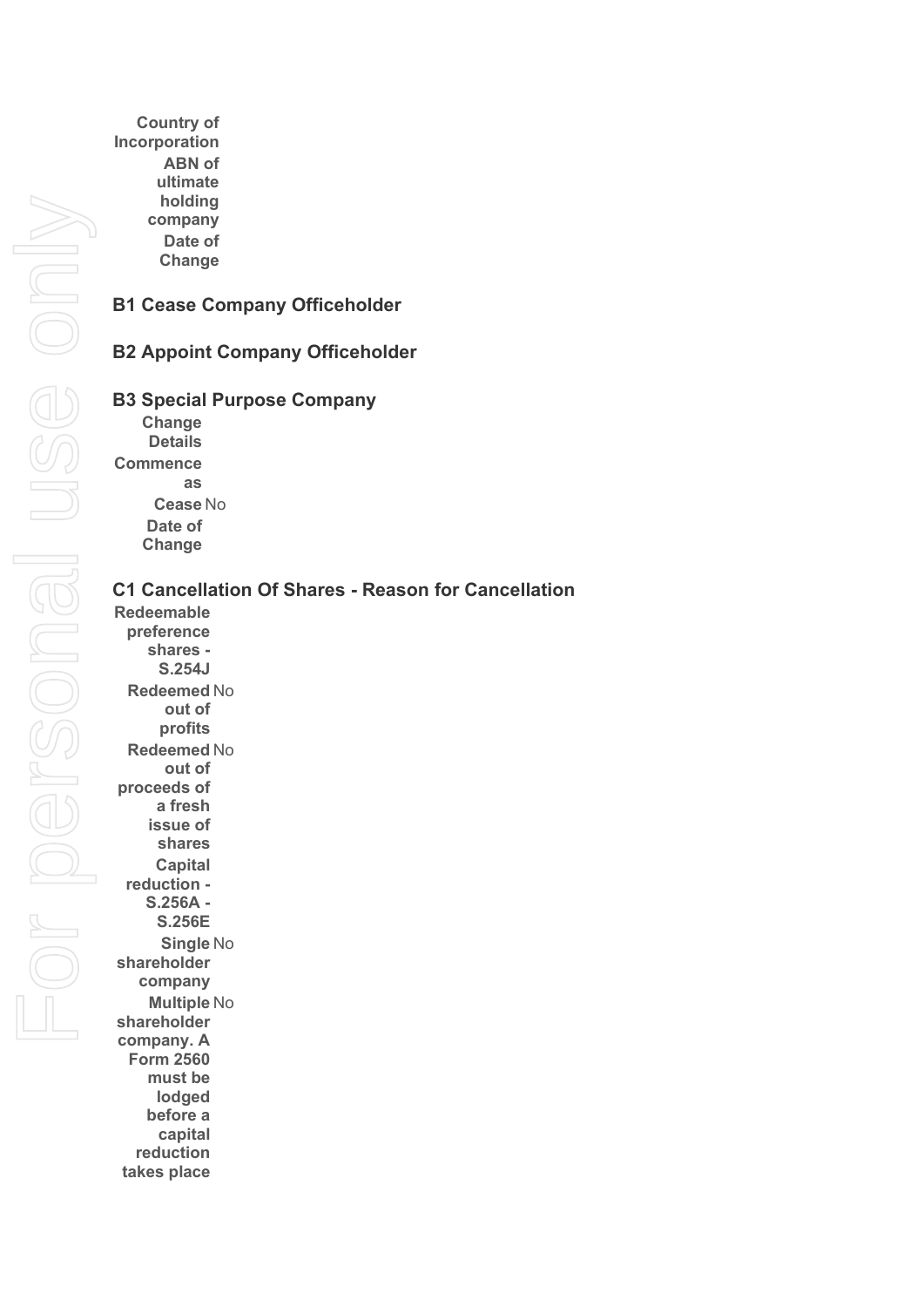**Country of Incorporation**

**ABN of ultimate holding company**

**Date of Change**

## B1 Cease Company Officeholder

## B2 Appoint Company Officeholder

## B3 Special Purpose Company

**Change Details**

**Commence as**

**Cease** No

**Date of Change**

## C1 Cancellation Of Shares - Reason for Cancellation

**Redeemable preference shares - S.254J**

**Redeemed out of profits** No

**Redeemed out of proceeds of a fresh issue of shares** No

**Capital reduction - S.256A - S.256E**

**Single shareholder company** No

**Multiple shareholder company. A Form 2560 must be lodged before a capital reduction takes place** No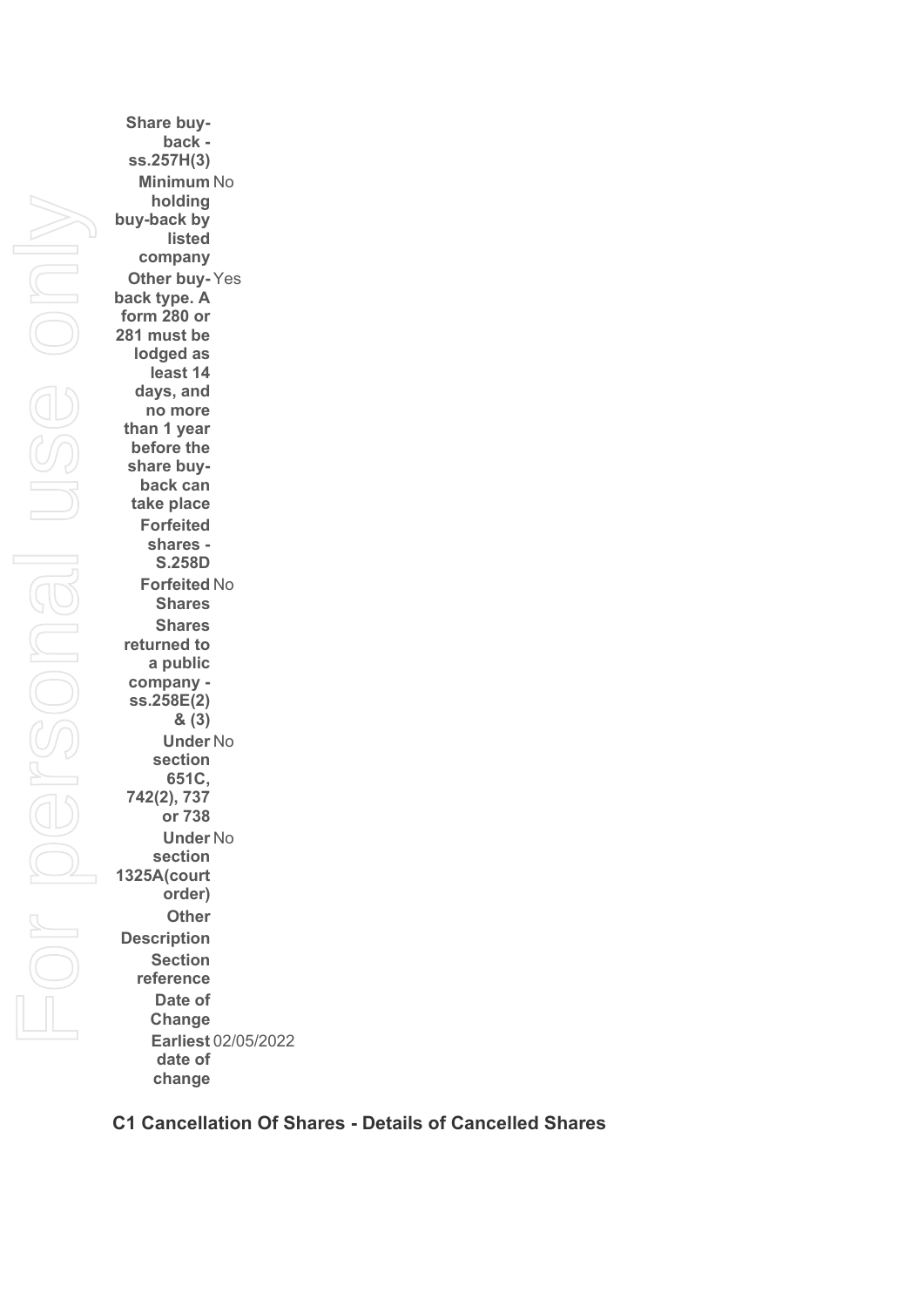| | |
|---|---|
| **Share buy-back - ss.257H(3)** | |
| **Minimum holding buy-back by listed company** | No |
| **Other buy-back type. A form 280 or 281 must be lodged as least 14 days, and no more than 1 year before the share buy-back can take place** | Yes |
| **Forfeited shares - S.258D** | |
| **Forfeited Shares** | No |
| **Shares returned to a public company - ss.258E(2) & (3)** | |
| **Under section 651C, 742(2), 737 or 738** | No |
| **Under section 1325A(court order)** | No |
| **Other** | |
| **Description** | |
| **Section reference** | |
| **Date of Change** | |
| **Earliest date of change** | 02/05/2022 |

## C1 Cancellation Of Shares - Details of Cancelled Shares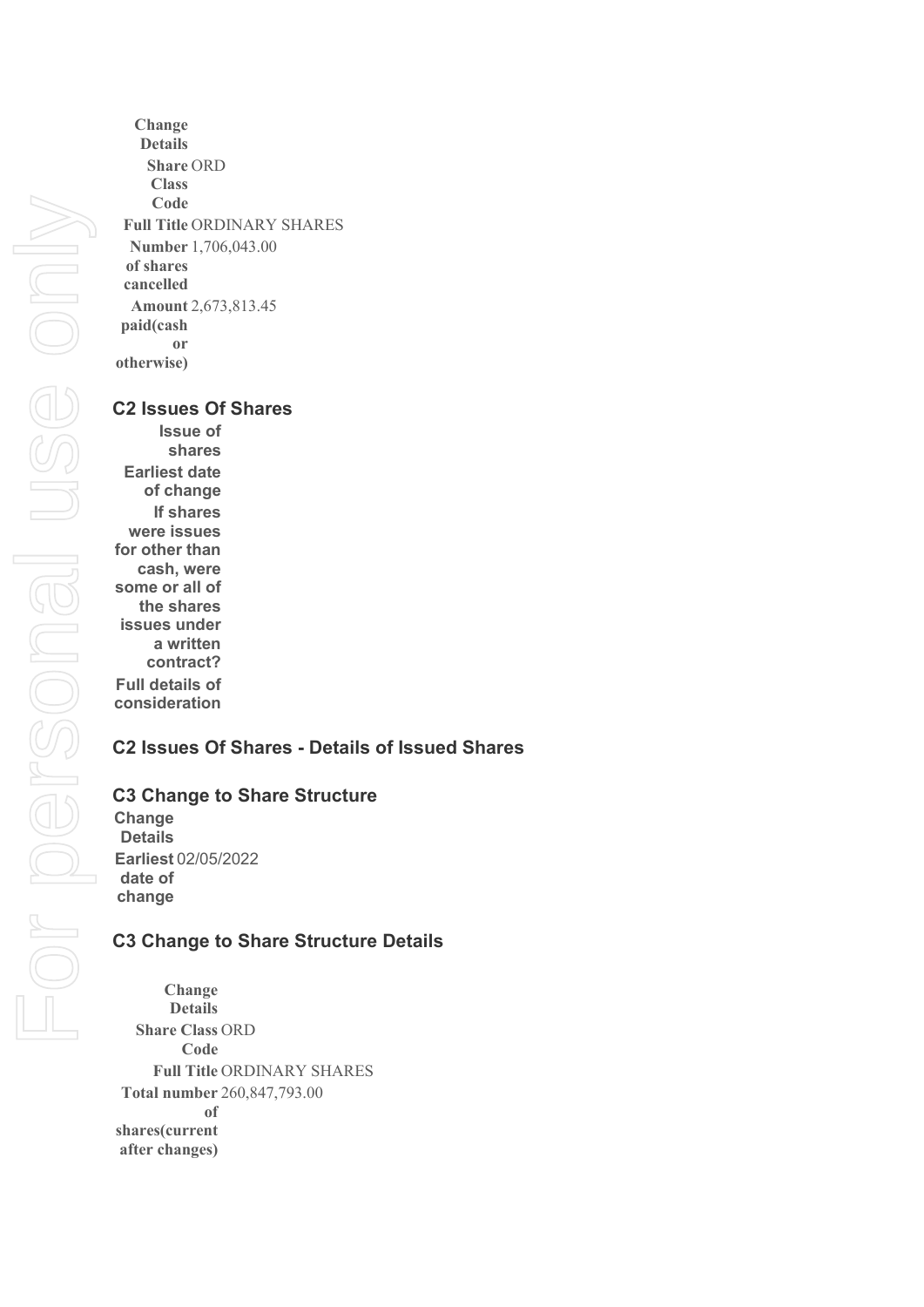| Change Details | |
|---|---|
| Share Class Code | ORD |
| Full Title | ORDINARY SHARES |
| Number of shares cancelled | 1,706,043.00 |
| Amount paid(cash or otherwise) | 2,673,813.45 |

### C2 Issues Of Shares

| Issue of shares | |
|---|---|
| Earliest date of change | |
| If shares were issues for other than cash, were some or all of the shares issues under a written contract? | |
| Full details of consideration | |

### C2 Issues Of Shares - Details of Issued Shares

### C3 Change to Share Structure

| Change Details | |
|---|---|
| Earliest date of change | 02/05/2022 |

### C3 Change to Share Structure Details

| Change Details | |
|---|---|
| Share Class Code | ORD |
| Full Title | ORDINARY SHARES |
| Total number of shares(current after changes) | 260,847,793.00 |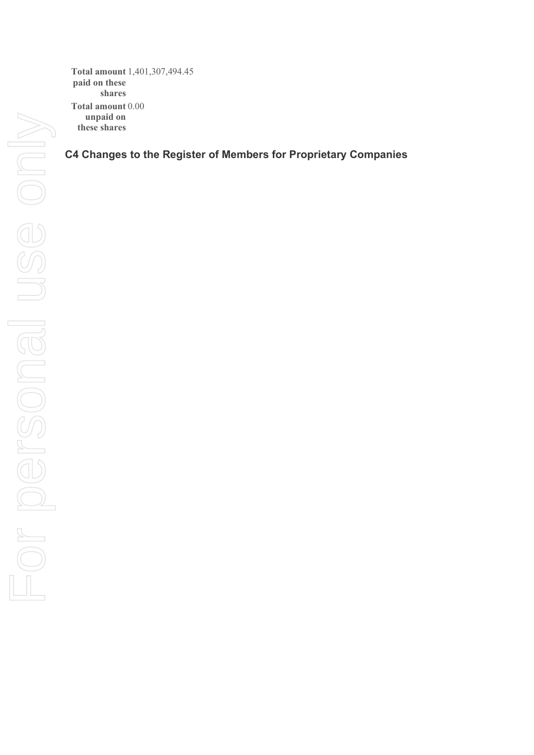| | |
|---|---|
| **Total amount paid on these shares** | 1,401,307,494.45 |
| **Total amount unpaid on these shares** | 0.00 |

## C4 Changes to the Register of Members for Proprietary Companies